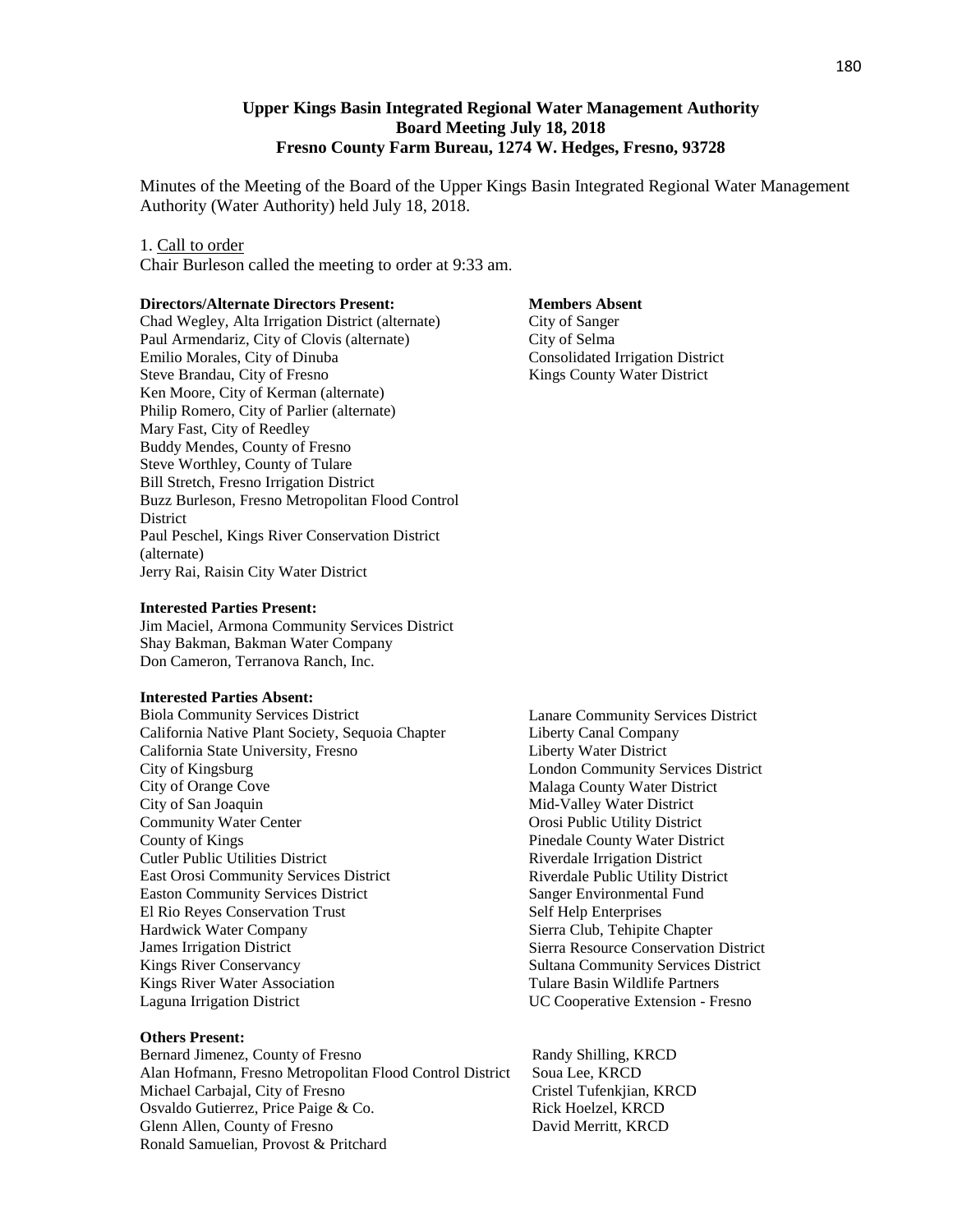**Upper Kings Basin Integrated Regional Water Management Authority**
**Board Meeting July 18, 2018**
**Fresno County Farm Bureau, 1274 W. Hedges, Fresno, 93728**

Minutes of the Meeting of the Board of the Upper Kings Basin Integrated Regional Water Management Authority (Water Authority) held July 18, 2018.

1. Call to order

Chair Burleson called the meeting to order at 9:33 am.

**Directors/Alternate Directors Present:**

Chad Wegley, Alta Irrigation District (alternate)
Paul Armendariz, City of Clovis (alternate)
Emilio Morales, City of Dinuba
Steve Brandau, City of Fresno
Ken Moore, City of Kerman (alternate)
Philip Romero, City of Parlier (alternate)
Mary Fast, City of Reedley
Buddy Mendes, County of Fresno
Steve Worthley, County of Tulare
Bill Stretch, Fresno Irrigation District
Buzz Burleson, Fresno Metropolitan Flood Control District
Paul Peschel, Kings River Conservation District (alternate)
Jerry Rai, Raisin City Water District

**Members Absent**

City of Sanger
City of Selma
Consolidated Irrigation District
Kings County Water District

**Interested Parties Present:**

Jim Maciel, Armona Community Services District
Shay Bakman, Bakman Water Company
Don Cameron, Terranova Ranch, Inc.

**Interested Parties Absent:**

Biola Community Services District
California Native Plant Society, Sequoia Chapter
California State University, Fresno
City of Kingsburg
City of Orange Cove
City of San Joaquin
Community Water Center
County of Kings
Cutler Public Utilities District
East Orosi Community Services District
Easton Community Services District
El Rio Reyes Conservation Trust
Hardwick Water Company
James Irrigation District
Kings River Conservancy
Kings River Water Association
Laguna Irrigation District
Lanare Community Services District
Liberty Canal Company
Liberty Water District
London Community Services District
Malaga County Water District
Mid-Valley Water District
Orosi Public Utility District
Pinedale County Water District
Riverdale Irrigation District
Riverdale Public Utility District
Sanger Environmental Fund
Self Help Enterprises
Sierra Club, Tehipite Chapter
Sierra Resource Conservation District
Sultana Community Services District
Tulare Basin Wildlife Partners
UC Cooperative Extension - Fresno

**Others Present:**

Bernard Jimenez, County of Fresno
Alan Hofmann, Fresno Metropolitan Flood Control District
Michael Carbajal, City of Fresno
Osvaldo Gutierrez, Price Paige & Co.
Glenn Allen, County of Fresno
Ronald Samuelian, Provost & Pritchard
Randy Shilling, KRCD
Soua Lee, KRCD
Cristel Tufenkjian, KRCD
Rick Hoelzel, KRCD
David Merritt, KRCD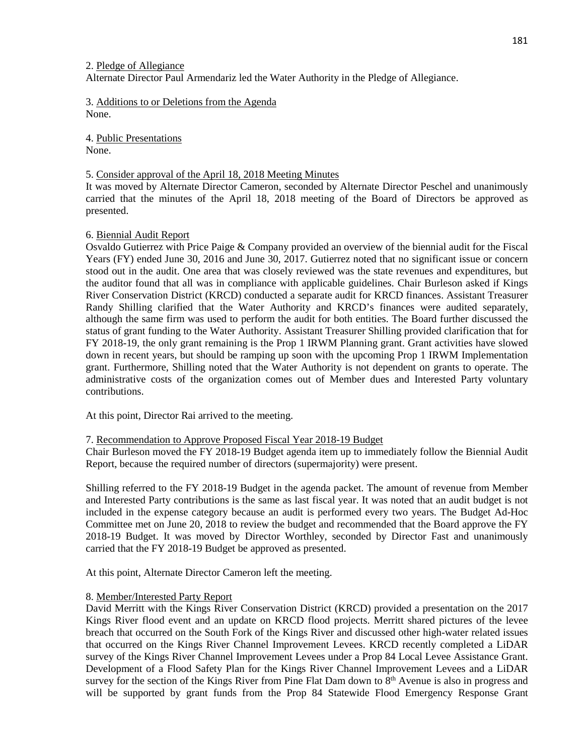2. Pledge of Allegiance
Alternate Director Paul Armendariz led the Water Authority in the Pledge of Allegiance.

3. Additions to or Deletions from the Agenda
None.

4. Public Presentations
None.

5. Consider approval of the April 18, 2018 Meeting Minutes
It was moved by Alternate Director Cameron, seconded by Alternate Director Peschel and unanimously carried that the minutes of the April 18, 2018 meeting of the Board of Directors be approved as presented.

6. Biennial Audit Report
Osvaldo Gutierrez with Price Paige & Company provided an overview of the biennial audit for the Fiscal Years (FY) ended June 30, 2016 and June 30, 2017. Gutierrez noted that no significant issue or concern stood out in the audit. One area that was closely reviewed was the state revenues and expenditures, but the auditor found that all was in compliance with applicable guidelines. Chair Burleson asked if Kings River Conservation District (KRCD) conducted a separate audit for KRCD finances. Assistant Treasurer Randy Shilling clarified that the Water Authority and KRCD's finances were audited separately, although the same firm was used to perform the audit for both entities. The Board further discussed the status of grant funding to the Water Authority. Assistant Treasurer Shilling provided clarification that for FY 2018-19, the only grant remaining is the Prop 1 IRWM Planning grant. Grant activities have slowed down in recent years, but should be ramping up soon with the upcoming Prop 1 IRWM Implementation grant. Furthermore, Shilling noted that the Water Authority is not dependent on grants to operate. The administrative costs of the organization comes out of Member dues and Interested Party voluntary contributions.

At this point, Director Rai arrived to the meeting.

7. Recommendation to Approve Proposed Fiscal Year 2018-19 Budget
Chair Burleson moved the FY 2018-19 Budget agenda item up to immediately follow the Biennial Audit Report, because the required number of directors (supermajority) were present.

Shilling referred to the FY 2018-19 Budget in the agenda packet. The amount of revenue from Member and Interested Party contributions is the same as last fiscal year. It was noted that an audit budget is not included in the expense category because an audit is performed every two years. The Budget Ad-Hoc Committee met on June 20, 2018 to review the budget and recommended that the Board approve the FY 2018-19 Budget. It was moved by Director Worthley, seconded by Director Fast and unanimously carried that the FY 2018-19 Budget be approved as presented.

At this point, Alternate Director Cameron left the meeting.

8. Member/Interested Party Report
David Merritt with the Kings River Conservation District (KRCD) provided a presentation on the 2017 Kings River flood event and an update on KRCD flood projects. Merritt shared pictures of the levee breach that occurred on the South Fork of the Kings River and discussed other high-water related issues that occurred on the Kings River Channel Improvement Levees. KRCD recently completed a LiDAR survey of the Kings River Channel Improvement Levees under a Prop 84 Local Levee Assistance Grant. Development of a Flood Safety Plan for the Kings River Channel Improvement Levees and a LiDAR survey for the section of the Kings River from Pine Flat Dam down to 8th Avenue is also in progress and will be supported by grant funds from the Prop 84 Statewide Flood Emergency Response Grant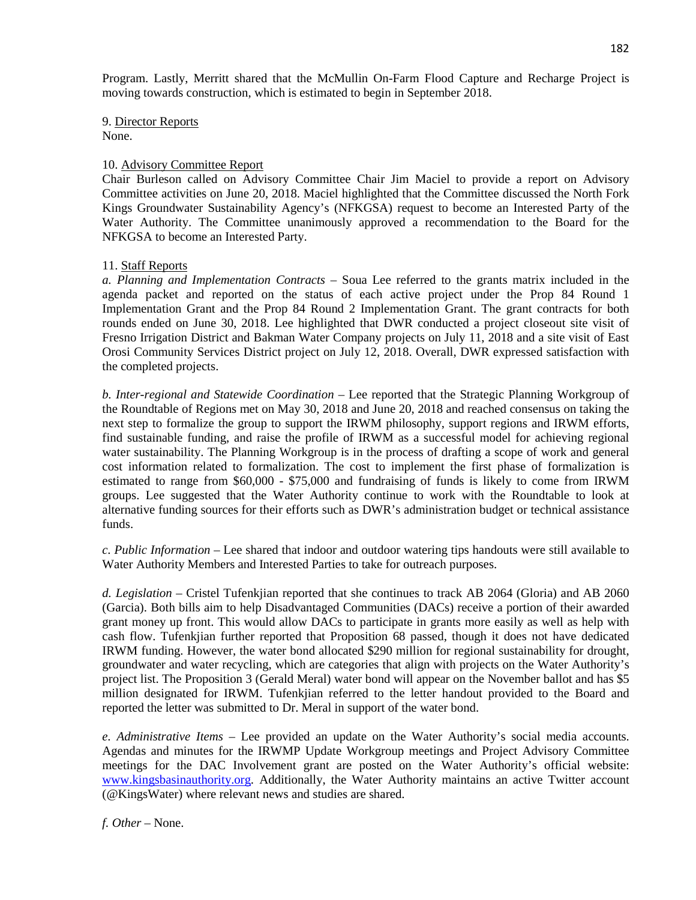Program. Lastly, Merritt shared that the McMullin On-Farm Flood Capture and Recharge Project is moving towards construction, which is estimated to begin in September 2018.

9. Director Reports
None.

10. Advisory Committee Report
Chair Burleson called on Advisory Committee Chair Jim Maciel to provide a report on Advisory Committee activities on June 20, 2018. Maciel highlighted that the Committee discussed the North Fork Kings Groundwater Sustainability Agency's (NFKGSA) request to become an Interested Party of the Water Authority. The Committee unanimously approved a recommendation to the Board for the NFKGSA to become an Interested Party.

11. Staff Reports
*a. Planning and Implementation Contracts* – Soua Lee referred to the grants matrix included in the agenda packet and reported on the status of each active project under the Prop 84 Round 1 Implementation Grant and the Prop 84 Round 2 Implementation Grant. The grant contracts for both rounds ended on June 30, 2018. Lee highlighted that DWR conducted a project closeout site visit of Fresno Irrigation District and Bakman Water Company projects on July 11, 2018 and a site visit of East Orosi Community Services District project on July 12, 2018. Overall, DWR expressed satisfaction with the completed projects.

*b. Inter-regional and Statewide Coordination* – Lee reported that the Strategic Planning Workgroup of the Roundtable of Regions met on May 30, 2018 and June 20, 2018 and reached consensus on taking the next step to formalize the group to support the IRWM philosophy, support regions and IRWM efforts, find sustainable funding, and raise the profile of IRWM as a successful model for achieving regional water sustainability. The Planning Workgroup is in the process of drafting a scope of work and general cost information related to formalization. The cost to implement the first phase of formalization is estimated to range from $60,000 - $75,000 and fundraising of funds is likely to come from IRWM groups. Lee suggested that the Water Authority continue to work with the Roundtable to look at alternative funding sources for their efforts such as DWR's administration budget or technical assistance funds.

*c. Public Information* – Lee shared that indoor and outdoor watering tips handouts were still available to Water Authority Members and Interested Parties to take for outreach purposes.

*d. Legislation* – Cristel Tufenkjian reported that she continues to track AB 2064 (Gloria) and AB 2060 (Garcia). Both bills aim to help Disadvantaged Communities (DACs) receive a portion of their awarded grant money up front. This would allow DACs to participate in grants more easily as well as help with cash flow. Tufenkjian further reported that Proposition 68 passed, though it does not have dedicated IRWM funding. However, the water bond allocated $290 million for regional sustainability for drought, groundwater and water recycling, which are categories that align with projects on the Water Authority's project list. The Proposition 3 (Gerald Meral) water bond will appear on the November ballot and has $5 million designated for IRWM. Tufenkjian referred to the letter handout provided to the Board and reported the letter was submitted to Dr. Meral in support of the water bond.

*e. Administrative Items* – Lee provided an update on the Water Authority's social media accounts. Agendas and minutes for the IRWMP Update Workgroup meetings and Project Advisory Committee meetings for the DAC Involvement grant are posted on the Water Authority's official website: [www.kingsbasinauthority.org](www.kingsbasinauthority.org). Additionally, the Water Authority maintains an active Twitter account (@KingsWater) where relevant news and studies are shared.

*f. Other* – None.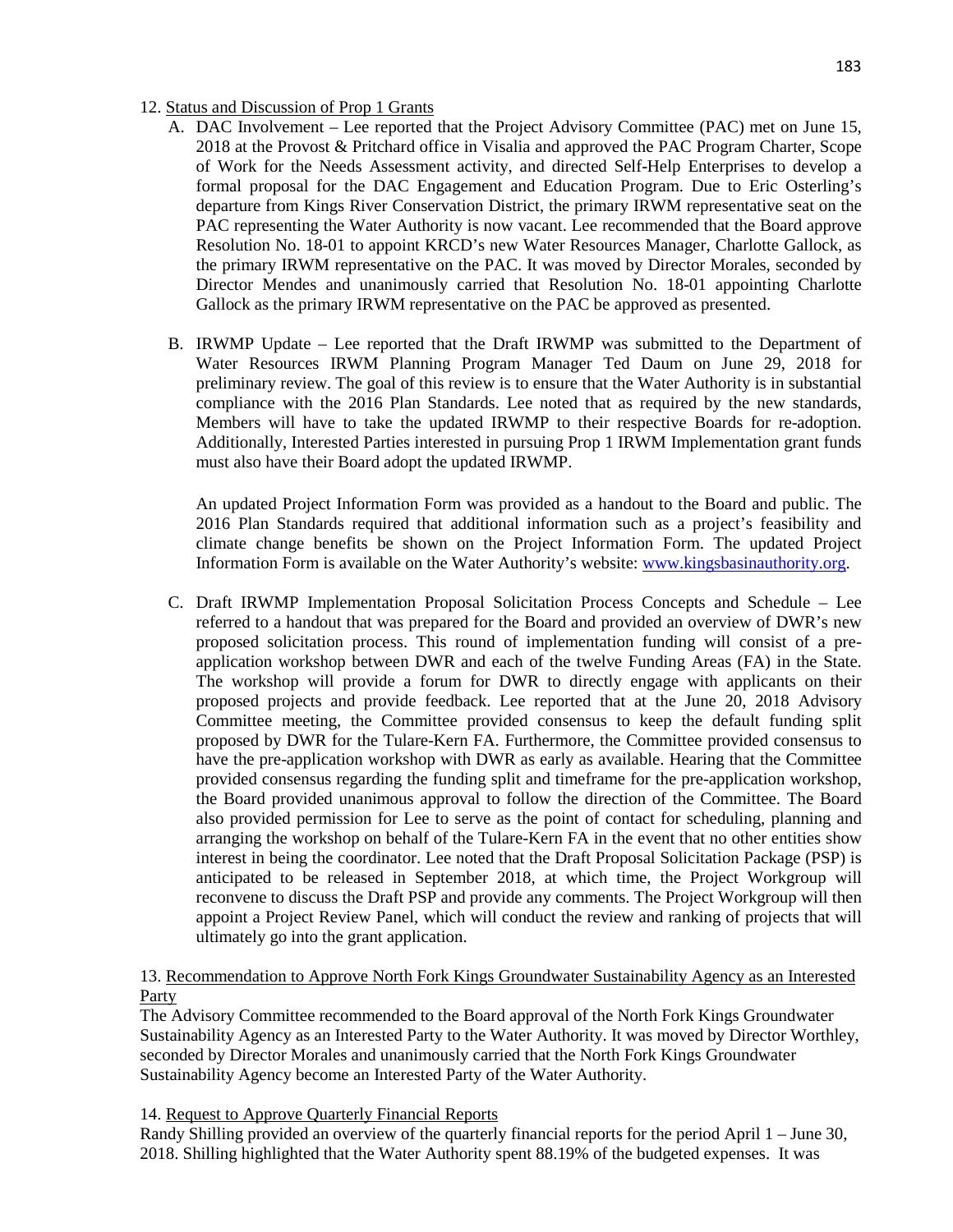12. Status and Discussion of Prop 1 Grants

A. DAC Involvement – Lee reported that the Project Advisory Committee (PAC) met on June 15, 2018 at the Provost & Pritchard office in Visalia and approved the PAC Program Charter, Scope of Work for the Needs Assessment activity, and directed Self-Help Enterprises to develop a formal proposal for the DAC Engagement and Education Program. Due to Eric Osterling's departure from Kings River Conservation District, the primary IRWM representative seat on the PAC representing the Water Authority is now vacant. Lee recommended that the Board approve Resolution No. 18-01 to appoint KRCD's new Water Resources Manager, Charlotte Gallock, as the primary IRWM representative on the PAC. It was moved by Director Morales, seconded by Director Mendes and unanimously carried that Resolution No. 18-01 appointing Charlotte Gallock as the primary IRWM representative on the PAC be approved as presented.

B. IRWMP Update – Lee reported that the Draft IRWMP was submitted to the Department of Water Resources IRWM Planning Program Manager Ted Daum on June 29, 2018 for preliminary review. The goal of this review is to ensure that the Water Authority is in substantial compliance with the 2016 Plan Standards. Lee noted that as required by the new standards, Members will have to take the updated IRWMP to their respective Boards for re-adoption. Additionally, Interested Parties interested in pursuing Prop 1 IRWM Implementation grant funds must also have their Board adopt the updated IRWMP.

   An updated Project Information Form was provided as a handout to the Board and public. The 2016 Plan Standards required that additional information such as a project's feasibility and climate change benefits be shown on the Project Information Form. The updated Project Information Form is available on the Water Authority's website: www.kingsbasinauthority.org.

C. Draft IRWMP Implementation Proposal Solicitation Process Concepts and Schedule – Lee referred to a handout that was prepared for the Board and provided an overview of DWR's new proposed solicitation process. This round of implementation funding will consist of a pre-application workshop between DWR and each of the twelve Funding Areas (FA) in the State. The workshop will provide a forum for DWR to directly engage with applicants on their proposed projects and provide feedback. Lee reported that at the June 20, 2018 Advisory Committee meeting, the Committee provided consensus to keep the default funding split proposed by DWR for the Tulare-Kern FA. Furthermore, the Committee provided consensus to have the pre-application workshop with DWR as early as available. Hearing that the Committee provided consensus regarding the funding split and timeframe for the pre-application workshop, the Board provided unanimous approval to follow the direction of the Committee. The Board also provided permission for Lee to serve as the point of contact for scheduling, planning and arranging the workshop on behalf of the Tulare-Kern FA in the event that no other entities show interest in being the coordinator. Lee noted that the Draft Proposal Solicitation Package (PSP) is anticipated to be released in September 2018, at which time, the Project Workgroup will reconvene to discuss the Draft PSP and provide any comments. The Project Workgroup will then appoint a Project Review Panel, which will conduct the review and ranking of projects that will ultimately go into the grant application.

13. Recommendation to Approve North Fork Kings Groundwater Sustainability Agency as an Interested Party

The Advisory Committee recommended to the Board approval of the North Fork Kings Groundwater Sustainability Agency as an Interested Party to the Water Authority. It was moved by Director Worthley, seconded by Director Morales and unanimously carried that the North Fork Kings Groundwater Sustainability Agency become an Interested Party of the Water Authority.

14. Request to Approve Quarterly Financial Reports

Randy Shilling provided an overview of the quarterly financial reports for the period April 1 – June 30, 2018. Shilling highlighted that the Water Authority spent 88.19% of the budgeted expenses. It was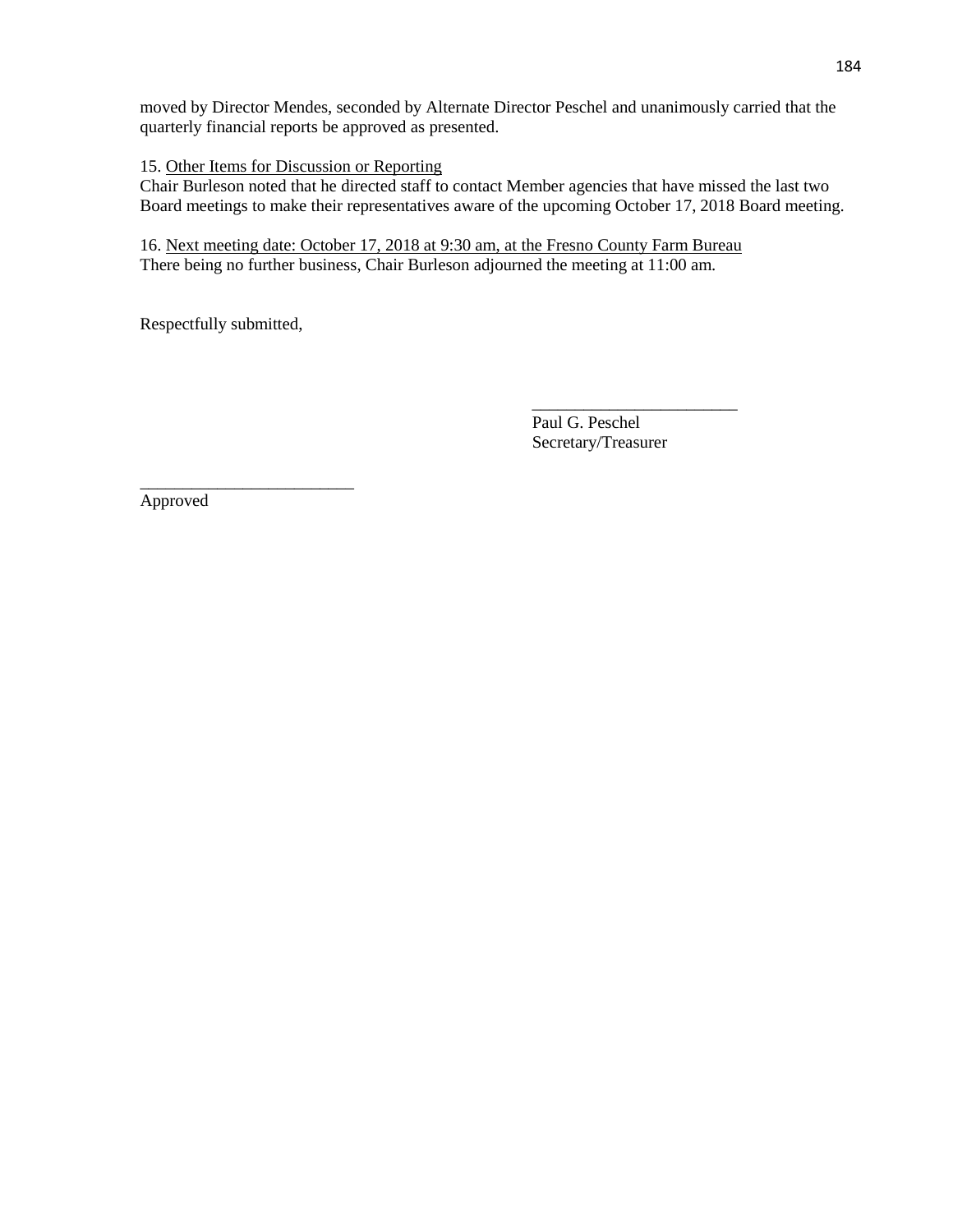moved by Director Mendes, seconded by Alternate Director Peschel and unanimously carried that the quarterly financial reports be approved as presented.

15. Other Items for Discussion or Reporting

Chair Burleson noted that he directed staff to contact Member agencies that have missed the last two Board meetings to make their representatives aware of the upcoming October 17, 2018 Board meeting.

16. Next meeting date: October 17, 2018 at 9:30 am, at the Fresno County Farm Bureau

There being no further business, Chair Burleson adjourned the meeting at 11:00 am.

Respectfully submitted,

\_\_\_\_\_\_\_\_\_\_\_\_\_\_\_\_\_\_\_\_\_\_\_\_

Paul G. Peschel

Secretary/Treasurer

\_\_\_\_\_\_\_\_\_\_\_\_\_\_\_\_\_\_\_\_\_\_\_\_

Approved